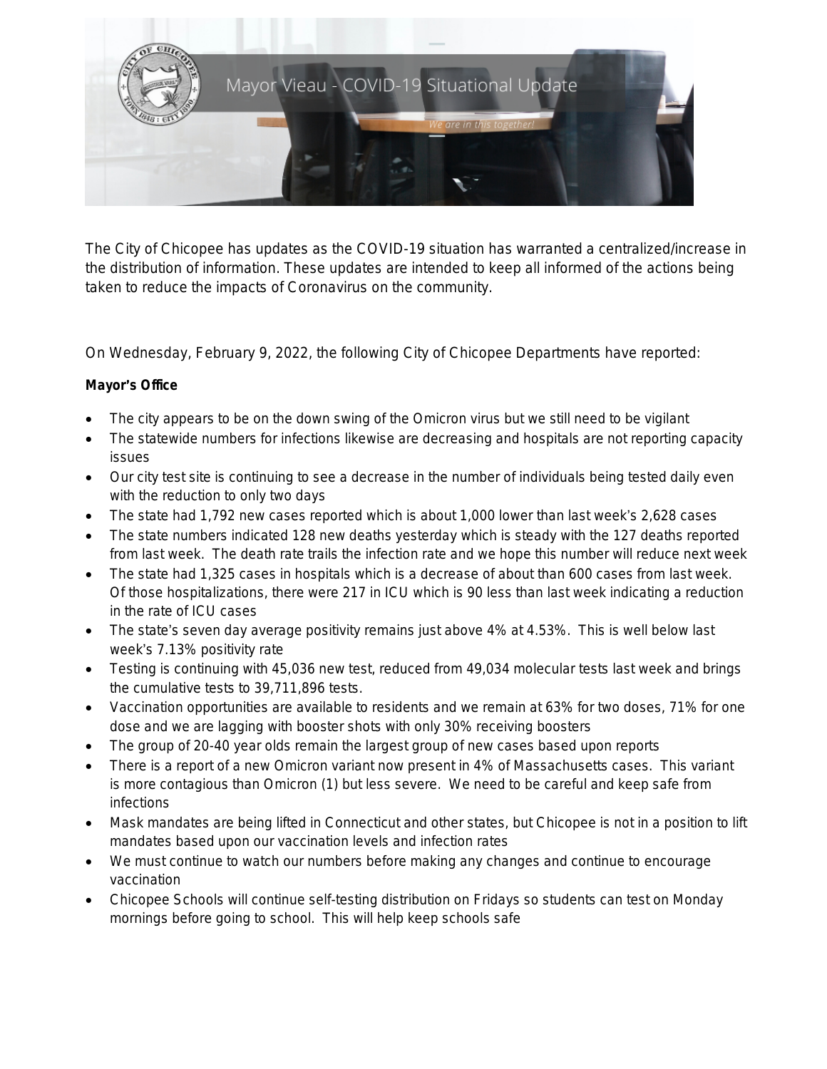# Mayor Vieau - COVID-19 Situational Update

*We are in this together!*

The City of Chicopee has updates as the COVID-19 situation has warranted a centralized/increase in the distribution of information. These updates are intended to keep all informed of the actions being taken to reduce the impacts of Coronavirus on the community.

On Wednesday, February 9, 2022, the following City of Chicopee Departments have reported:

**Mayor's Office**

- The city appears to be on the down swing of the Omicron virus but we still need to be vigilant
- The statewide numbers for infections likewise are decreasing and hospitals are not reporting capacity issues
- Our city test site is continuing to see a decrease in the number of individuals being tested daily even with the reduction to only two days
- The state had 1,792 new cases reported which is about 1,000 lower than last week's 2,628 cases
- The state numbers indicated 128 new deaths yesterday which is steady with the 127 deaths reported from last week. The death rate trails the infection rate and we hope this number will reduce next week
- The state had 1,325 cases in hospitals which is a decrease of about than 600 cases from last week. Of those hospitalizations, there were 217 in ICU which is 90 less than last week indicating a reduction in the rate of ICU cases
- The state's seven day average positivity remains just above 4% at 4.53%. This is well below last week's 7.13% positivity rate
- Testing is continuing with 45,036 new test, reduced from 49,034 molecular tests last week and brings the cumulative tests to 39,711,896 tests.
- Vaccination opportunities are available to residents and we remain at 63% for two doses, 71% for one dose and we are lagging with booster shots with only 30% receiving boosters
- The group of 20-40 year olds remain the largest group of new cases based upon reports
- There is a report of a new Omicron variant now present in 4% of Massachusetts cases. This variant is more contagious than Omicron (1) but less severe. We need to be careful and keep safe from infections
- Mask mandates are being lifted in Connecticut and other states, but Chicopee is not in a position to lift mandates based upon our vaccination levels and infection rates
- We must continue to watch our numbers before making any changes and continue to encourage vaccination
- Chicopee Schools will continue self-testing distribution on Fridays so students can test on Monday mornings before going to school. This will help keep schools safe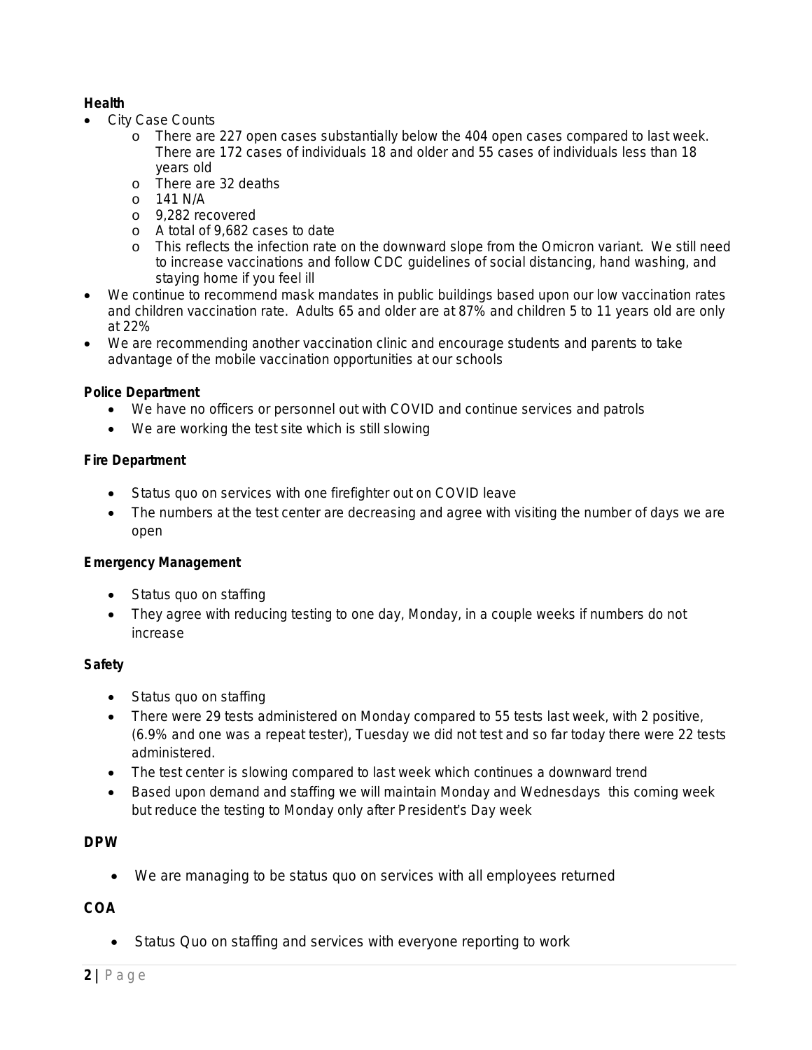**Health**

- City Case Counts
  - There are 227 open cases substantially below the 404 open cases compared to last week. There are 172 cases of individuals 18 and older and 55 cases of individuals less than 18 years old
  - There are 32 deaths
  - 141 N/A
  - 9,282 recovered
  - A total of 9,682 cases to date
  - This reflects the infection rate on the downward slope from the Omicron variant. We still need to increase vaccinations and follow CDC guidelines of social distancing, hand washing, and staying home if you feel ill
- We continue to recommend mask mandates in public buildings based upon our low vaccination rates and children vaccination rate. Adults 65 and older are at 87% and children 5 to 11 years old are only at 22%
- We are recommending another vaccination clinic and encourage students and parents to take advantage of the mobile vaccination opportunities at our schools

**Police Department**

- We have no officers or personnel out with COVID and continue services and patrols
- We are working the test site which is still slowing

**Fire Department**

- Status quo on services with one firefighter out on COVID leave
- The numbers at the test center are decreasing and agree with visiting the number of days we are open

**Emergency Management**

- Status quo on staffing
- They agree with reducing testing to one day, Monday, in a couple weeks if numbers do not increase

**Safety**

- Status quo on staffing
- There were 29 tests administered on Monday compared to 55 tests last week, with 2 positive, (6.9% and one was a repeat tester), Tuesday we did not test and so far today there were 22 tests administered.
- The test center is slowing compared to last week which continues a downward trend
- Based upon demand and staffing we will maintain Monday and Wednesdays this coming week but reduce the testing to Monday only after President's Day week

**DPW**

- We are managing to be status quo on services with all employees returned

**COA**

- Status Quo on staffing and services with everyone reporting to work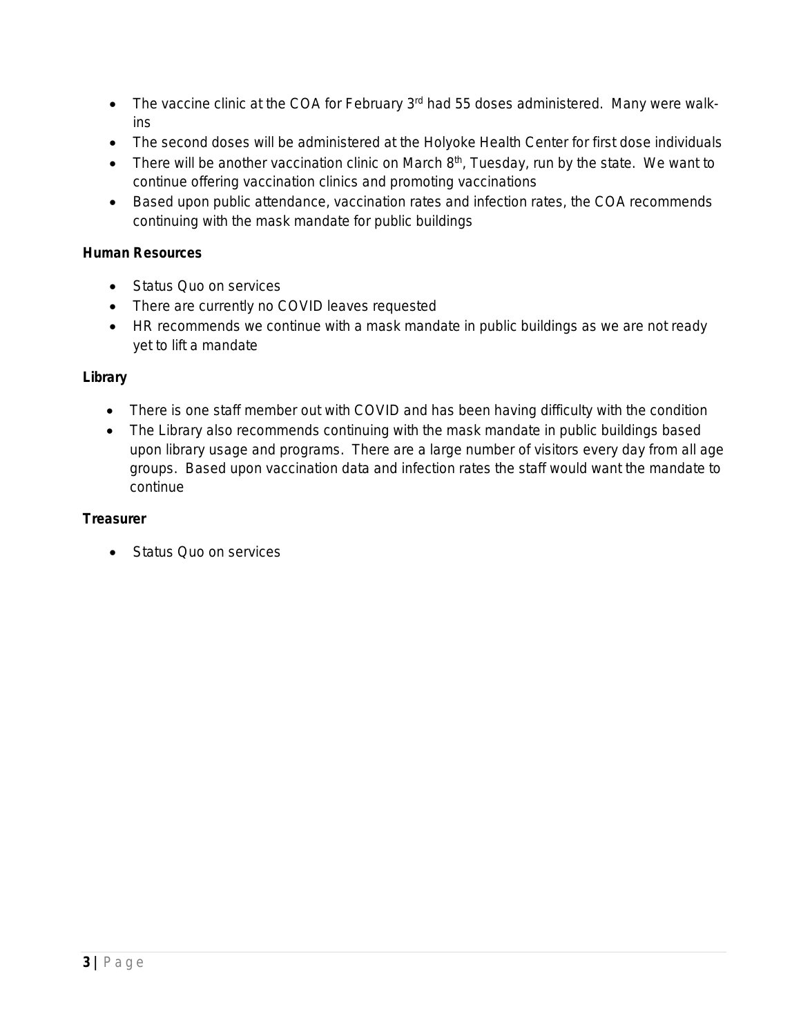- The vaccine clinic at the COA for February 3rd had 55 doses administered. Many were walk-ins
- The second doses will be administered at the Holyoke Health Center for first dose individuals
- There will be another vaccination clinic on March 8th, Tuesday, run by the state. We want to continue offering vaccination clinics and promoting vaccinations
- Based upon public attendance, vaccination rates and infection rates, the COA recommends continuing with the mask mandate for public buildings

**Human Resources**

- Status Quo on services
- There are currently no COVID leaves requested
- HR recommends we continue with a mask mandate in public buildings as we are not ready yet to lift a mandate

**Library**

- There is one staff member out with COVID and has been having difficulty with the condition
- The Library also recommends continuing with the mask mandate in public buildings based upon library usage and programs. There are a large number of visitors every day from all age groups. Based upon vaccination data and infection rates the staff would want the mandate to continue

**Treasurer**

- Status Quo on services